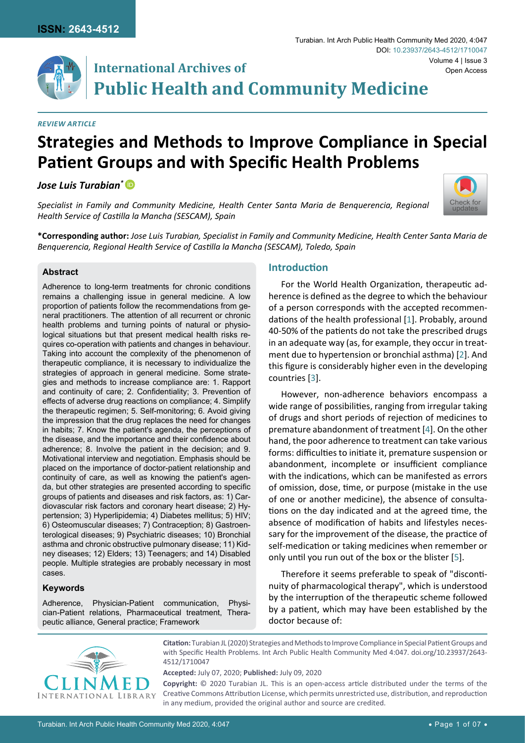*REVIEW ARTICLE*

# Strategies and Methods to Improve Compliance in Special Patient Groups and with Specific Health Problems

***Jose Luis Turabian****

*Specialist in Family and Community Medicine, Health Center Santa Maria de Benquerencia, Regional Health Service of Castilla la Mancha (SESCAM), Spain*

**\*Corresponding author:** *Jose Luis Turabian, Specialist in Family and Community Medicine, Health Center Santa Maria de Benquerencia, Regional Health Service of Castilla la Mancha (SESCAM), Toledo, Spain*

### Abstract

Adherence to long-term treatments for chronic conditions remains a challenging issue in general medicine. A low proportion of patients follow the recommendations from general practitioners. The attention of all recurrent or chronic health problems and turning points of natural or physiological situations but that present medical health risks requires co-operation with patients and changes in behaviour. Taking into account the complexity of the phenomenon of therapeutic compliance, it is necessary to individualize the strategies of approach in general medicine. Some strategies and methods to increase compliance are: 1. Rapport and continuity of care; 2. Confidentiality; 3. Prevention of effects of adverse drug reactions on compliance; 4. Simplify the therapeutic regimen; 5. Self-monitoring; 6. Avoid giving the impression that the drug replaces the need for changes in habits; 7. Know the patient's agenda, the perceptions of the disease, and the importance and their confidence about adherence; 8. Involve the patient in the decision; and 9. Motivational interview and negotiation. Emphasis should be placed on the importance of doctor-patient relationship and continuity of care, as well as knowing the patient's agenda, but other strategies are presented according to specific groups of patients and diseases and risk factors, as: 1) Cardiovascular risk factors and coronary heart disease; 2) Hypertension; 3) Hyperlipidemia; 4) Diabetes mellitus; 5) HIV; 6) Osteomuscular diseases; 7) Contraception; 8) Gastroenterological diseases; 9) Psychiatric diseases; 10) Bronchial asthma and chronic obstructive pulmonary disease; 11) Kidney diseases; 12) Elders; 13) Teenagers; and 14) Disabled people. Multiple strategies are probably necessary in most cases.

### Keywords

Adherence, Physician-Patient communication, Physician-Patient relations, Pharmaceutical treatment, Therapeutic alliance, General practice; Framework

## Introduction

For the World Health Organization, therapeutic adherence is defined as the degree to which the behaviour of a person corresponds with the accepted recommendations of the health professional [1]. Probably, around 40-50% of the patients do not take the prescribed drugs in an adequate way (as, for example, they occur in treatment due to hypertension or bronchial asthma) [2]. And this figure is considerably higher even in the developing countries [3].

However, non-adherence behaviors encompass a wide range of possibilities, ranging from irregular taking of drugs and short periods of rejection of medicines to premature abandonment of treatment [4]. On the other hand, the poor adherence to treatment can take various forms: difficulties to initiate it, premature suspension or abandonment, incomplete or insufficient compliance with the indications, which can be manifested as errors of omission, dose, time, or purpose (mistake in the use of one or another medicine), the absence of consultations on the day indicated and at the agreed time, the absence of modification of habits and lifestyles necessary for the improvement of the disease, the practice of self-medication or taking medicines when remember or only until you run out of the box or the blister [5].

Therefore it seems preferable to speak of "discontinuity of pharmacological therapy", which is understood by the interruption of the therapeutic scheme followed by a patient, which may have been established by the doctor because of:

**Citation:** Turabian JL (2020) Strategies and Methods to Improve Compliance in Special Patient Groups and with Specific Health Problems. Int Arch Public Health Community Med 4:047. doi.org/10.23937/2643-4512/1710047

**Accepted:** July 07, 2020; **Published:** July 09, 2020

**Copyright:** © 2020 Turabian JL. This is an open-access article distributed under the terms of the Creative Commons Attribution License, which permits unrestricted use, distribution, and reproduction in any medium, provided the original author and source are credited.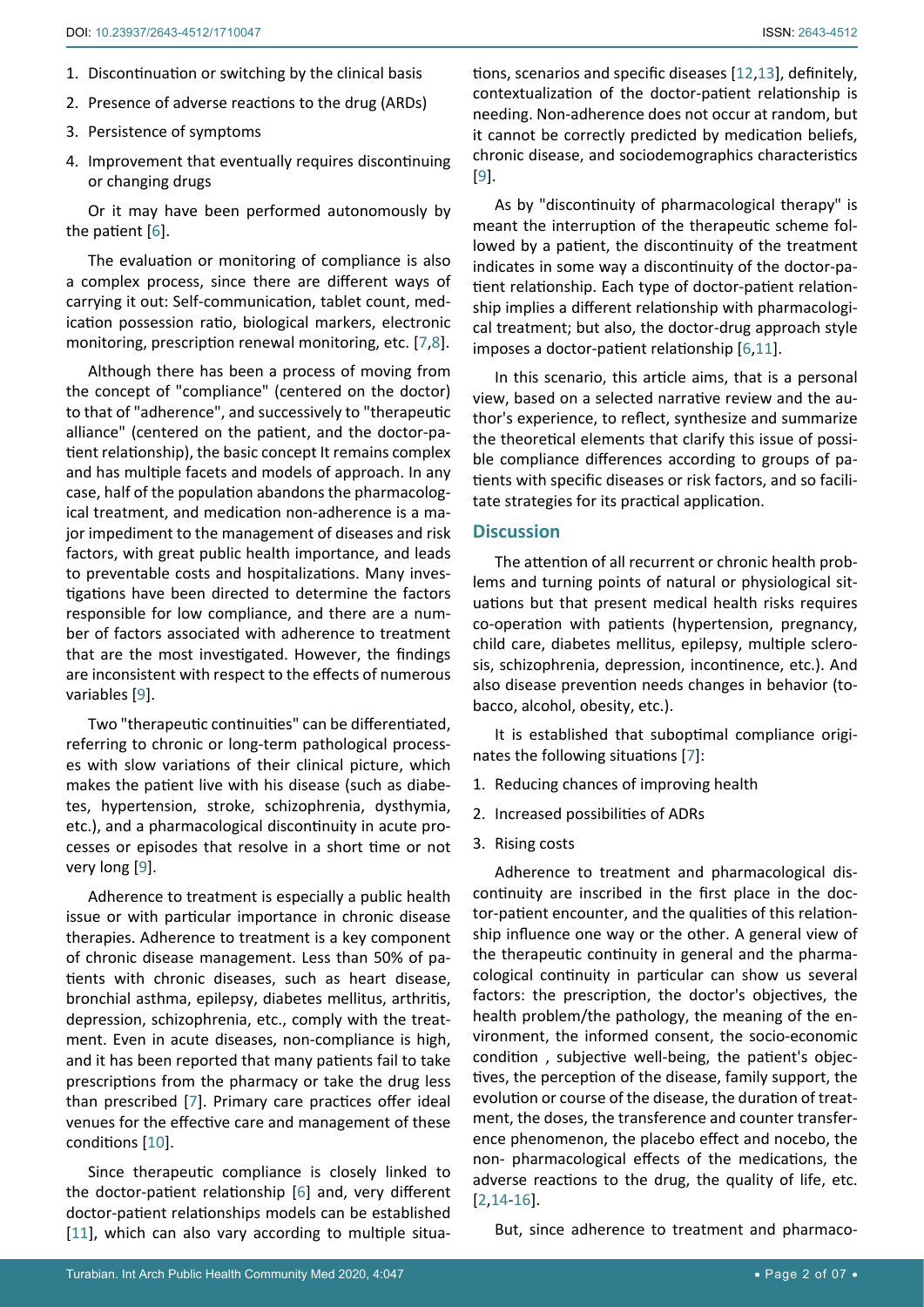1. Discontinuation or switching by the clinical basis
2. Presence of adverse reactions to the drug (ARDs)
3. Persistence of symptoms
4. Improvement that eventually requires discontinuing or changing drugs

Or it may have been performed autonomously by the patient [6].

The evaluation or monitoring of compliance is also a complex process, since there are different ways of carrying it out: Self-communication, tablet count, medication possession ratio, biological markers, electronic monitoring, prescription renewal monitoring, etc. [7,8].

Although there has been a process of moving from the concept of "compliance" (centered on the doctor) to that of "adherence", and successively to "therapeutic alliance" (centered on the patient, and the doctor-patient relationship), the basic concept It remains complex and has multiple facets and models of approach. In any case, half of the population abandons the pharmacological treatment, and medication non-adherence is a major impediment to the management of diseases and risk factors, with great public health importance, and leads to preventable costs and hospitalizations. Many investigations have been directed to determine the factors responsible for low compliance, and there are a number of factors associated with adherence to treatment that are the most investigated. However, the findings are inconsistent with respect to the effects of numerous variables [9].

Two "therapeutic continuities" can be differentiated, referring to chronic or long-term pathological processes with slow variations of their clinical picture, which makes the patient live with his disease (such as diabetes, hypertension, stroke, schizophrenia, dysthymia, etc.), and a pharmacological discontinuity in acute processes or episodes that resolve in a short time or not very long [9].

Adherence to treatment is especially a public health issue or with particular importance in chronic disease therapies. Adherence to treatment is a key component of chronic disease management. Less than 50% of patients with chronic diseases, such as heart disease, bronchial asthma, epilepsy, diabetes mellitus, arthritis, depression, schizophrenia, etc., comply with the treatment. Even in acute diseases, non-compliance is high, and it has been reported that many patients fail to take prescriptions from the pharmacy or take the drug less than prescribed [7]. Primary care practices offer ideal venues for the effective care and management of these conditions [10].

Since therapeutic compliance is closely linked to the doctor-patient relationship [6] and, very different doctor-patient relationships models can be established [11], which can also vary according to multiple situations, scenarios and specific diseases [12,13], definitely, contextualization of the doctor-patient relationship is needing. Non-adherence does not occur at random, but it cannot be correctly predicted by medication beliefs, chronic disease, and sociodemographics characteristics [9].

As by "discontinuity of pharmacological therapy" is meant the interruption of the therapeutic scheme followed by a patient, the discontinuity of the treatment indicates in some way a discontinuity of the doctor-patient relationship. Each type of doctor-patient relationship implies a different relationship with pharmacological treatment; but also, the doctor-drug approach style imposes a doctor-patient relationship [6,11].

In this scenario, this article aims, that is a personal view, based on a selected narrative review and the author's experience, to reflect, synthesize and summarize the theoretical elements that clarify this issue of possible compliance differences according to groups of patients with specific diseases or risk factors, and so facilitate strategies for its practical application.

## Discussion

The attention of all recurrent or chronic health problems and turning points of natural or physiological situations but that present medical health risks requires co-operation with patients (hypertension, pregnancy, child care, diabetes mellitus, epilepsy, multiple sclerosis, schizophrenia, depression, incontinence, etc.). And also disease prevention needs changes in behavior (tobacco, alcohol, obesity, etc.).

It is established that suboptimal compliance originates the following situations [7]:

1. Reducing chances of improving health
2. Increased possibilities of ADRs
3. Rising costs

Adherence to treatment and pharmacological discontinuity are inscribed in the first place in the doctor-patient encounter, and the qualities of this relationship influence one way or the other. A general view of the therapeutic continuity in general and the pharmacological continuity in particular can show us several factors: the prescription, the doctor's objectives, the health problem/the pathology, the meaning of the environment, the informed consent, the socio-economic condition , subjective well-being, the patient's objectives, the perception of the disease, family support, the evolution or course of the disease, the duration of treatment, the doses, the transference and counter transference phenomenon, the placebo effect and nocebo, the non- pharmacological effects of the medications, the adverse reactions to the drug, the quality of life, etc. [2,14-16].

But, since adherence to treatment and pharmaco-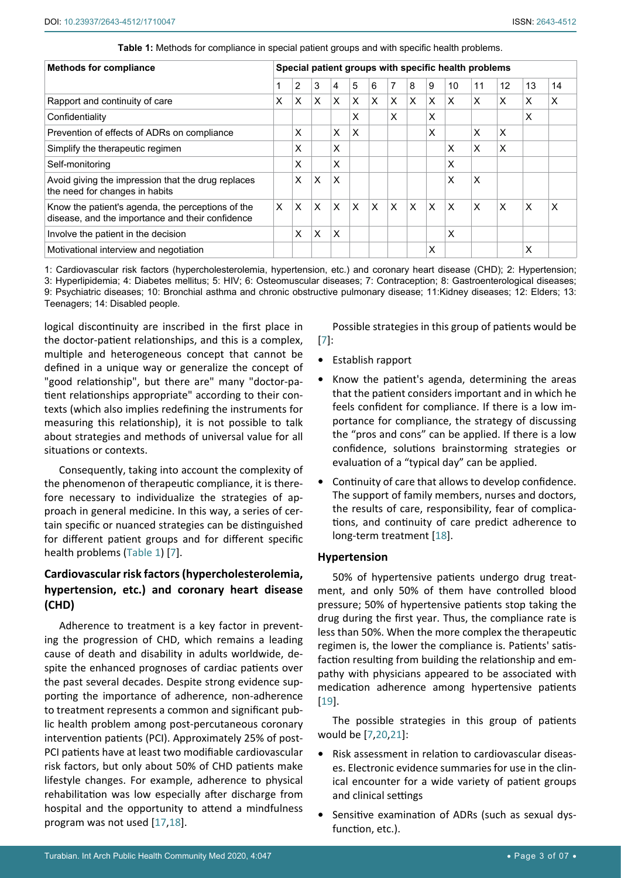**Table 1:** Methods for compliance in special patient groups and with specific health problems.

| Methods for compliance | Special patient groups with specific health problems | | | | | | | | | | | | | |
|---|---|---|---|---|---|---|---|---|---|---|---|---|---|---|
| | 1 | 2 | 3 | 4 | 5 | 6 | 7 | 8 | 9 | 10 | 11 | 12 | 13 | 14 |
| Rapport and continuity of care | X | X | X | X | X | X | X | X | X | X | X | X | X | X |
| Confidentiality | | | | | X | | X | | X | | | | X | |
| Prevention of effects of ADRs on compliance | | X | | X | X | | | | X | | X | X | | |
| Simplify the therapeutic regimen | | X | | X | | | | | | X | X | X | | |
| Self-monitoring | | X | | X | | | | | | X | | | | |
| Avoid giving the impression that the drug replaces the need for changes in habits | | X | X | X | | | | | | X | X | | | |
| Know the patient's agenda, the perceptions of the disease, and the importance and their confidence | X | X | X | X | X | X | X | X | X | X | X | X | X | X |
| Involve the patient in the decision | | X | X | X | | | | | | X | | | | |
| Motivational interview and negotiation | | | | | | | | | X | | | | X | |

1: Cardiovascular risk factors (hypercholesterolemia, hypertension, etc.) and coronary heart disease (CHD); 2: Hypertension; 3: Hyperlipidemia; 4: Diabetes mellitus; 5: HIV; 6: Osteomuscular diseases; 7: Contraception; 8: Gastroenterological diseases; 9: Psychiatric diseases; 10: Bronchial asthma and chronic obstructive pulmonary disease; 11:Kidney diseases; 12: Elders; 13: Teenagers; 14: Disabled people.

logical discontinuity are inscribed in the first place in the doctor-patient relationships, and this is a complex, multiple and heterogeneous concept that cannot be defined in a unique way or generalize the concept of "good relationship", but there are" many "doctor-patient relationships appropriate" according to their contexts (which also implies redefining the instruments for measuring this relationship), it is not possible to talk about strategies and methods of universal value for all situations or contexts.

Consequently, taking into account the complexity of the phenomenon of therapeutic compliance, it is therefore necessary to individualize the strategies of approach in general medicine. In this way, a series of certain specific or nuanced strategies can be distinguished for different patient groups and for different specific health problems (Table 1) [7].

## Cardiovascular risk factors (hypercholesterolemia, hypertension, etc.) and coronary heart disease (CHD)

Adherence to treatment is a key factor in preventing the progression of CHD, which remains a leading cause of death and disability in adults worldwide, despite the enhanced prognoses of cardiac patients over the past several decades. Despite strong evidence supporting the importance of adherence, non-adherence to treatment represents a common and significant public health problem among post-percutaneous coronary intervention patients (PCI). Approximately 25% of post-PCI patients have at least two modifiable cardiovascular risk factors, but only about 50% of CHD patients make lifestyle changes. For example, adherence to physical rehabilitation was low especially after discharge from hospital and the opportunity to attend a mindfulness program was not used [17,18].

Possible strategies in this group of patients would be [7]:

- Establish rapport
- Know the patient's agenda, determining the areas that the patient considers important and in which he feels confident for compliance. If there is a low importance for compliance, the strategy of discussing the "pros and cons" can be applied. If there is a low confidence, solutions brainstorming strategies or evaluation of a "typical day" can be applied.
- Continuity of care that allows to develop confidence. The support of family members, nurses and doctors, the results of care, responsibility, fear of complications, and continuity of care predict adherence to long-term treatment [18].

## Hypertension

50% of hypertensive patients undergo drug treatment, and only 50% of them have controlled blood pressure; 50% of hypertensive patients stop taking the drug during the first year. Thus, the compliance rate is less than 50%. When the more complex the therapeutic regimen is, the lower the compliance is. Patients' satisfaction resulting from building the relationship and empathy with physicians appeared to be associated with medication adherence among hypertensive patients [19].

The possible strategies in this group of patients would be [7,20,21]:

- Risk assessment in relation to cardiovascular diseases. Electronic evidence summaries for use in the clinical encounter for a wide variety of patient groups and clinical settings
- Sensitive examination of ADRs (such as sexual dysfunction, etc.).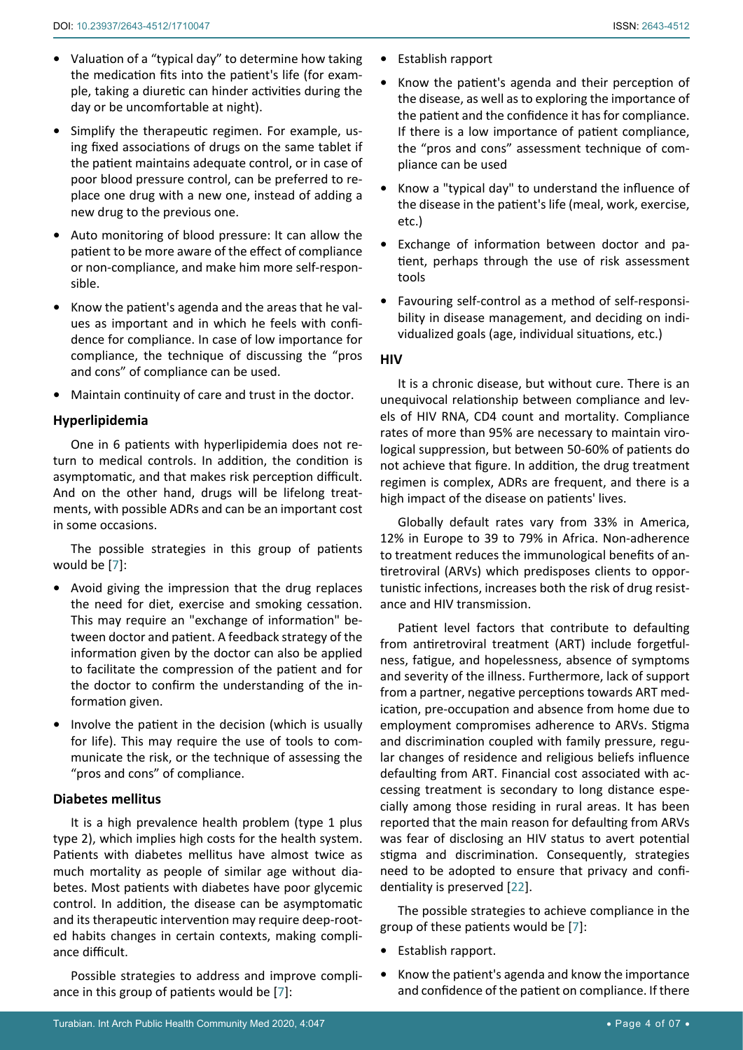- Valuation of a "typical day" to determine how taking the medication fits into the patient's life (for example, taking a diuretic can hinder activities during the day or be uncomfortable at night).
- Simplify the therapeutic regimen. For example, using fixed associations of drugs on the same tablet if the patient maintains adequate control, or in case of poor blood pressure control, can be preferred to replace one drug with a new one, instead of adding a new drug to the previous one.
- Auto monitoring of blood pressure: It can allow the patient to be more aware of the effect of compliance or non-compliance, and make him more self-responsible.
- Know the patient's agenda and the areas that he values as important and in which he feels with confidence for compliance. In case of low importance for compliance, the technique of discussing the "pros and cons" of compliance can be used.
- Maintain continuity of care and trust in the doctor.

### Hyperlipidemia

One in 6 patients with hyperlipidemia does not return to medical controls. In addition, the condition is asymptomatic, and that makes risk perception difficult. And on the other hand, drugs will be lifelong treatments, with possible ADRs and can be an important cost in some occasions.

The possible strategies in this group of patients would be [7]:

- Avoid giving the impression that the drug replaces the need for diet, exercise and smoking cessation. This may require an "exchange of information" between doctor and patient. A feedback strategy of the information given by the doctor can also be applied to facilitate the compression of the patient and for the doctor to confirm the understanding of the information given.
- Involve the patient in the decision (which is usually for life). This may require the use of tools to communicate the risk, or the technique of assessing the "pros and cons" of compliance.

### Diabetes mellitus

It is a high prevalence health problem (type 1 plus type 2), which implies high costs for the health system. Patients with diabetes mellitus have almost twice as much mortality as people of similar age without diabetes. Most patients with diabetes have poor glycemic control. In addition, the disease can be asymptomatic and its therapeutic intervention may require deep-rooted habits changes in certain contexts, making compliance difficult.

Possible strategies to address and improve compliance in this group of patients would be [7]:

- Establish rapport
- Know the patient's agenda and their perception of the disease, as well as to exploring the importance of the patient and the confidence it has for compliance. If there is a low importance of patient compliance, the "pros and cons" assessment technique of compliance can be used
- Know a "typical day" to understand the influence of the disease in the patient's life (meal, work, exercise, etc.)
- Exchange of information between doctor and patient, perhaps through the use of risk assessment tools
- Favouring self-control as a method of self-responsibility in disease management, and deciding on individualized goals (age, individual situations, etc.)

### HIV

It is a chronic disease, but without cure. There is an unequivocal relationship between compliance and levels of HIV RNA, CD4 count and mortality. Compliance rates of more than 95% are necessary to maintain virological suppression, but between 50-60% of patients do not achieve that figure. In addition, the drug treatment regimen is complex, ADRs are frequent, and there is a high impact of the disease on patients' lives.

Globally default rates vary from 33% in America, 12% in Europe to 39 to 79% in Africa. Non-adherence to treatment reduces the immunological benefits of antiretroviral (ARVs) which predisposes clients to opportunistic infections, increases both the risk of drug resistance and HIV transmission.

Patient level factors that contribute to defaulting from antiretroviral treatment (ART) include forgetfulness, fatigue, and hopelessness, absence of symptoms and severity of the illness. Furthermore, lack of support from a partner, negative perceptions towards ART medication, pre-occupation and absence from home due to employment compromises adherence to ARVs. Stigma and discrimination coupled with family pressure, regular changes of residence and religious beliefs influence defaulting from ART. Financial cost associated with accessing treatment is secondary to long distance especially among those residing in rural areas. It has been reported that the main reason for defaulting from ARVs was fear of disclosing an HIV status to avert potential stigma and discrimination. Consequently, strategies need to be adopted to ensure that privacy and confidentiality is preserved [22].

The possible strategies to achieve compliance in the group of these patients would be [7]:

- Establish rapport.
- Know the patient's agenda and know the importance and confidence of the patient on compliance. If there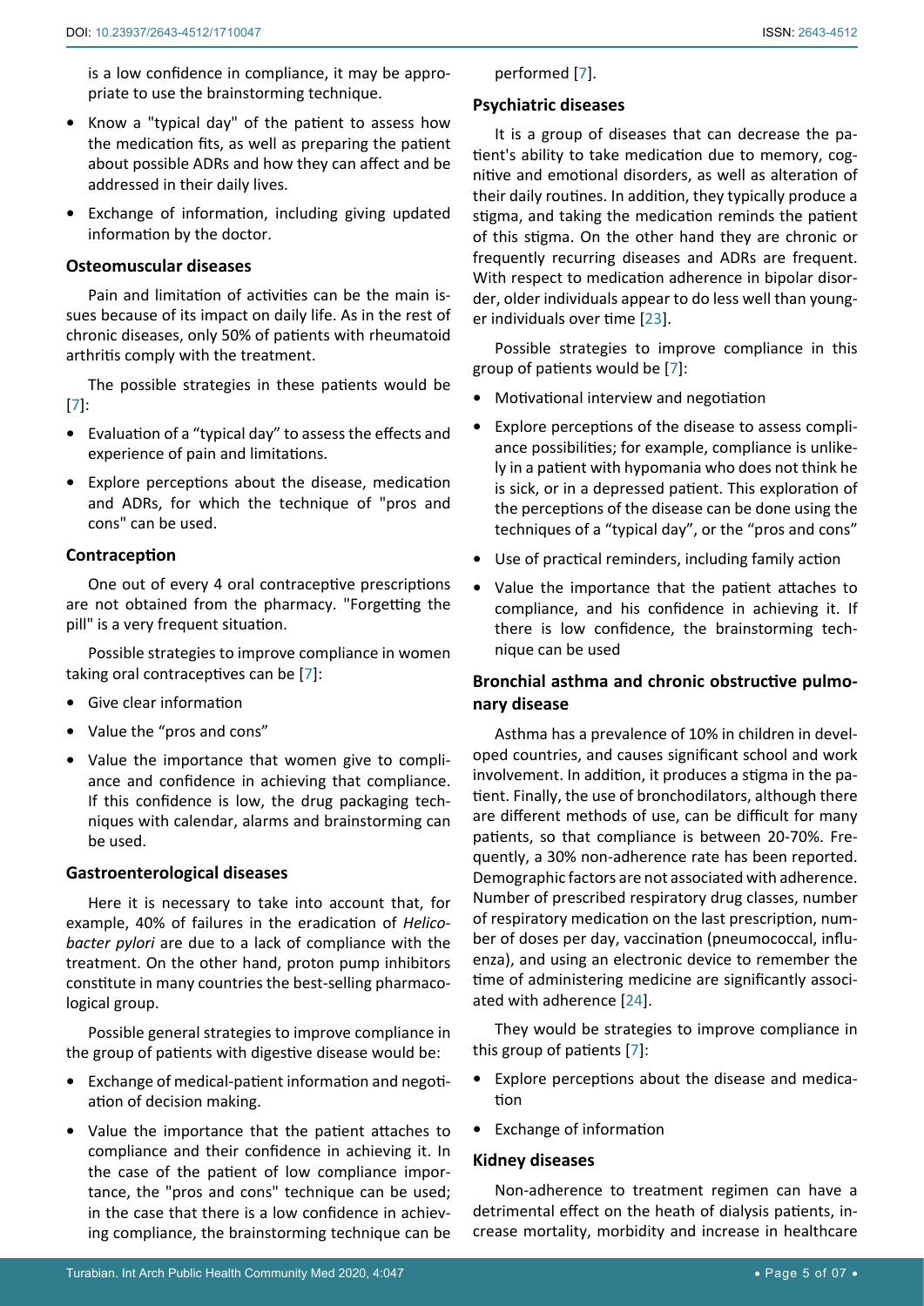is a low confidence in compliance, it may be appropriate to use the brainstorming technique.

- Know a "typical day" of the patient to assess how the medication fits, as well as preparing the patient about possible ADRs and how they can affect and be addressed in their daily lives.
- Exchange of information, including giving updated information by the doctor.

### Osteomuscular diseases

Pain and limitation of activities can be the main issues because of its impact on daily life. As in the rest of chronic diseases, only 50% of patients with rheumatoid arthritis comply with the treatment.

The possible strategies in these patients would be [7]:

- Evaluation of a "typical day" to assess the effects and experience of pain and limitations.
- Explore perceptions about the disease, medication and ADRs, for which the technique of "pros and cons" can be used.

### Contraception

One out of every 4 oral contraceptive prescriptions are not obtained from the pharmacy. "Forgetting the pill" is a very frequent situation.

Possible strategies to improve compliance in women taking oral contraceptives can be [7]:

- Give clear information
- Value the "pros and cons"
- Value the importance that women give to compliance and confidence in achieving that compliance. If this confidence is low, the drug packaging techniques with calendar, alarms and brainstorming can be used.

### Gastroenterological diseases

Here it is necessary to take into account that, for example, 40% of failures in the eradication of *Helicobacter pylori* are due to a lack of compliance with the treatment. On the other hand, proton pump inhibitors constitute in many countries the best-selling pharmacological group.

Possible general strategies to improve compliance in the group of patients with digestive disease would be:

- Exchange of medical-patient information and negotiation of decision making.
- Value the importance that the patient attaches to compliance and their confidence in achieving it. In the case of the patient of low compliance importance, the "pros and cons" technique can be used; in the case that there is a low confidence in achieving compliance, the brainstorming technique can be performed [7].

### Psychiatric diseases

It is a group of diseases that can decrease the patient's ability to take medication due to memory, cognitive and emotional disorders, as well as alteration of their daily routines. In addition, they typically produce a stigma, and taking the medication reminds the patient of this stigma. On the other hand they are chronic or frequently recurring diseases and ADRs are frequent. With respect to medication adherence in bipolar disorder, older individuals appear to do less well than younger individuals over time [23].

Possible strategies to improve compliance in this group of patients would be [7]:

- Motivational interview and negotiation
- Explore perceptions of the disease to assess compliance possibilities; for example, compliance is unlikely in a patient with hypomania who does not think he is sick, or in a depressed patient. This exploration of the perceptions of the disease can be done using the techniques of a "typical day", or the "pros and cons"
- Use of practical reminders, including family action
- Value the importance that the patient attaches to compliance, and his confidence in achieving it. If there is low confidence, the brainstorming technique can be used

### Bronchial asthma and chronic obstructive pulmonary disease

Asthma has a prevalence of 10% in children in developed countries, and causes significant school and work involvement. In addition, it produces a stigma in the patient. Finally, the use of bronchodilators, although there are different methods of use, can be difficult for many patients, so that compliance is between 20-70%. Frequently, a 30% non-adherence rate has been reported. Demographic factors are not associated with adherence. Number of prescribed respiratory drug classes, number of respiratory medication on the last prescription, number of doses per day, vaccination (pneumococcal, influenza), and using an electronic device to remember the time of administering medicine are significantly associated with adherence [24].

They would be strategies to improve compliance in this group of patients [7]:

- Explore perceptions about the disease and medication
- Exchange of information

### Kidney diseases

Non-adherence to treatment regimen can have a detrimental effect on the heath of dialysis patients, increase mortality, morbidity and increase in healthcare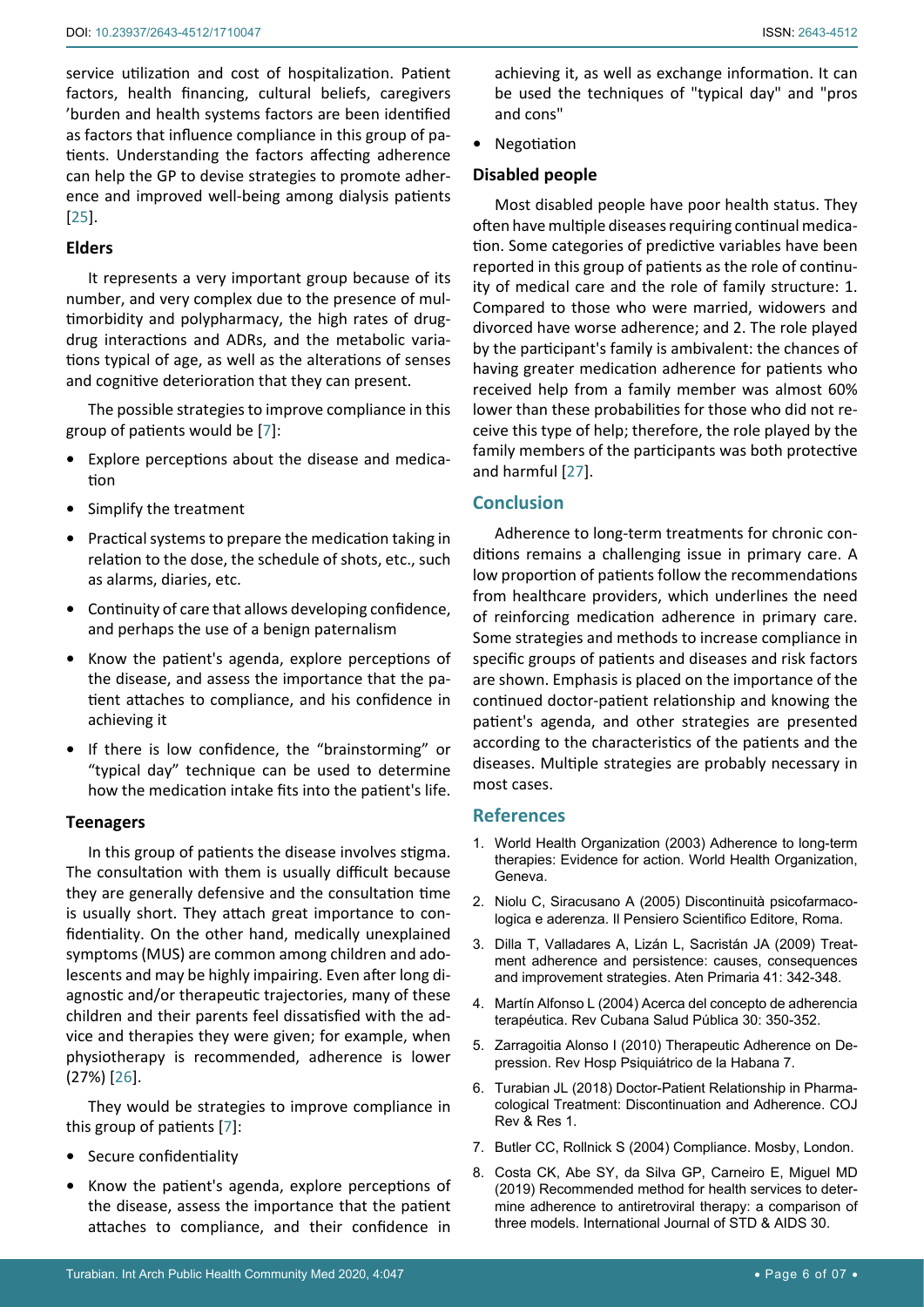service utilization and cost of hospitalization. Patient factors, health financing, cultural beliefs, caregivers 'burden and health systems factors are been identified as factors that influence compliance in this group of patients. Understanding the factors affecting adherence can help the GP to devise strategies to promote adherence and improved well-being among dialysis patients [25].

### Elders

It represents a very important group because of its number, and very complex due to the presence of multimorbidity and polypharmacy, the high rates of drug-drug interactions and ADRs, and the metabolic variations typical of age, as well as the alterations of senses and cognitive deterioration that they can present.

The possible strategies to improve compliance in this group of patients would be [7]:

- Explore perceptions about the disease and medication
- Simplify the treatment
- Practical systems to prepare the medication taking in relation to the dose, the schedule of shots, etc., such as alarms, diaries, etc.
- Continuity of care that allows developing confidence, and perhaps the use of a benign paternalism
- Know the patient's agenda, explore perceptions of the disease, and assess the importance that the patient attaches to compliance, and his confidence in achieving it
- If there is low confidence, the "brainstorming" or "typical day" technique can be used to determine how the medication intake fits into the patient's life.

### Teenagers

In this group of patients the disease involves stigma. The consultation with them is usually difficult because they are generally defensive and the consultation time is usually short. They attach great importance to confidentiality. On the other hand, medically unexplained symptoms (MUS) are common among children and adolescents and may be highly impairing. Even after long diagnostic and/or therapeutic trajectories, many of these children and their parents feel dissatisfied with the advice and therapies they were given; for example, when physiotherapy is recommended, adherence is lower (27%) [26].

They would be strategies to improve compliance in this group of patients [7]:

- Secure confidentiality
- Know the patient's agenda, explore perceptions of the disease, assess the importance that the patient attaches to compliance, and their confidence in achieving it, as well as exchange information. It can be used the techniques of "typical day" and "pros and cons"
- Negotiation

### Disabled people

Most disabled people have poor health status. They often have multiple diseases requiring continual medication. Some categories of predictive variables have been reported in this group of patients as the role of continuity of medical care and the role of family structure: 1. Compared to those who were married, widowers and divorced have worse adherence; and 2. The role played by the participant's family is ambivalent: the chances of having greater medication adherence for patients who received help from a family member was almost 60% lower than these probabilities for those who did not receive this type of help; therefore, the role played by the family members of the participants was both protective and harmful [27].

## Conclusion

Adherence to long-term treatments for chronic conditions remains a challenging issue in primary care. A low proportion of patients follow the recommendations from healthcare providers, which underlines the need of reinforcing medication adherence in primary care. Some strategies and methods to increase compliance in specific groups of patients and diseases and risk factors are shown. Emphasis is placed on the importance of the continued doctor-patient relationship and knowing the patient's agenda, and other strategies are presented according to the characteristics of the patients and the diseases. Multiple strategies are probably necessary in most cases.

## References

1. World Health Organization (2003) Adherence to long-term therapies: Evidence for action. World Health Organization, Geneva.
2. Niolu C, Siracusano A (2005) Discontinuità psicofarmacologica e aderenza. Il Pensiero Scientifico Editore, Roma.
3. Dilla T, Valladares A, Lizán L, Sacristán JA (2009) Treatment adherence and persistence: causes, consequences and improvement strategies. Aten Primaria 41: 342-348.
4. Martín Alfonso L (2004) Acerca del concepto de adherencia terapéutica. Rev Cubana Salud Pública 30: 350-352.
5. Zarragoitia Alonso I (2010) Therapeutic Adherence on Depression. Rev Hosp Psiquiátrico de la Habana 7.
6. Turabian JL (2018) Doctor-Patient Relationship in Pharmacological Treatment: Discontinuation and Adherence. COJ Rev & Res 1.
7. Butler CC, Rollnick S (2004) Compliance. Mosby, London.
8. Costa CK, Abe SY, da Silva GP, Carneiro E, Miguel MD (2019) Recommended method for health services to determine adherence to antiretroviral therapy: a comparison of three models. International Journal of STD & AIDS 30.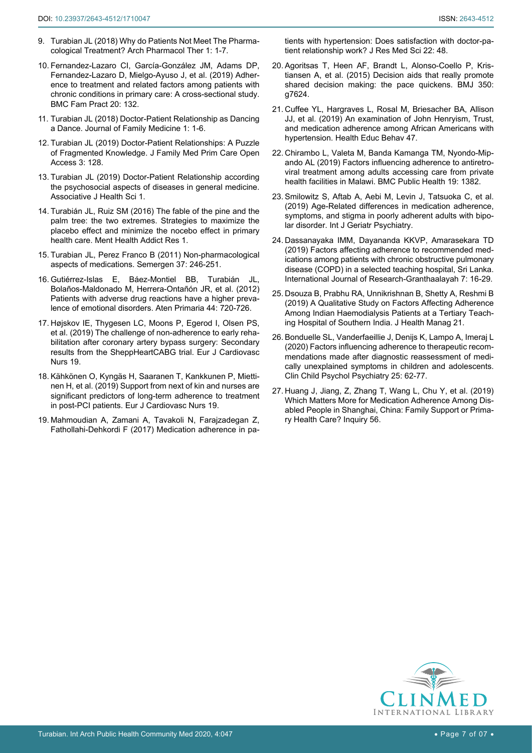9. Turabian JL (2018) Why do Patients Not Meet The Pharmacological Treatment? Arch Pharmacol Ther 1: 1-7.
10. Fernandez-Lazaro CI, García-González JM, Adams DP, Fernandez-Lazaro D, Mielgo-Ayuso J, et al. (2019) Adherence to treatment and related factors among patients with chronic conditions in primary care: A cross-sectional study. BMC Fam Pract 20: 132.
11. Turabian JL (2018) Doctor-Patient Relationship as Dancing a Dance. Journal of Family Medicine 1: 1-6.
12. Turabian JL (2019) Doctor-Patient Relationships: A Puzzle of Fragmented Knowledge. J Family Med Prim Care Open Access 3: 128.
13. Turabian JL (2019) Doctor-Patient Relationship according the psychosocial aspects of diseases in general medicine. Associative J Health Sci 1.
14. Turabián JL, Ruiz SM (2016) The fable of the pine and the palm tree: the two extremes. Strategies to maximize the placebo effect and minimize the nocebo effect in primary health care. Ment Health Addict Res 1.
15. Turabian JL, Perez Franco B (2011) Non-pharmacological aspects of medications. Semergen 37: 246-251.
16. Gutiérrez-Islas E, Báez-Montiel BB, Turabián JL, Bolaños-Maldonado M, Herrera-Ontañón JR, et al. (2012) Patients with adverse drug reactions have a higher prevalence of emotional disorders. Aten Primaria 44: 720-726.
17. Højskov IE, Thygesen LC, Moons P, Egerod I, Olsen PS, et al. (2019) The challenge of non-adherence to early rehabilitation after coronary artery bypass surgery: Secondary results from the SheppHeartCABG trial. Eur J Cardiovasc Nurs 19.
18. Kähkönen O, Kyngäs H, Saaranen T, Kankkunen P, Miettinen H, et al. (2019) Support from next of kin and nurses are significant predictors of long-term adherence to treatment in post-PCI patients. Eur J Cardiovasc Nurs 19.
19. Mahmoudian A, Zamani A, Tavakoli N, Farajzadegan Z, Fathollahi-Dehkordi F (2017) Medication adherence in patients with hypertension: Does satisfaction with doctor-patient relationship work? J Res Med Sci 22: 48.
20. Agoritsas T, Heen AF, Brandt L, Alonso-Coello P, Kristiansen A, et al. (2015) Decision aids that really promote shared decision making: the pace quickens. BMJ 350: g7624.
21. Cuffee YL, Hargraves L, Rosal M, Briesacher BA, Allison JJ, et al. (2019) An examination of John Henryism, Trust, and medication adherence among African Americans with hypertension. Health Educ Behav 47.
22. Chirambo L, Valeta M, Banda Kamanga TM, Nyondo-Mipando AL (2019) Factors influencing adherence to antiretroviral treatment among adults accessing care from private health facilities in Malawi. BMC Public Health 19: 1382.
23. Smilowitz S, Aftab A, Aebi M, Levin J, Tatsuoka C, et al. (2019) Age-Related differences in medication adherence, symptoms, and stigma in poorly adherent adults with bipolar disorder. Int J Geriatr Psychiatry.
24. Dassanayaka IMM, Dayananda KKVP, Amarasekara TD (2019) Factors affecting adherence to recommended medications among patients with chronic obstructive pulmonary disease (COPD) in a selected teaching hospital, Sri Lanka. International Journal of Research-Granthaalayah 7: 16-29.
25. Dsouza B, Prabhu RA, Unnikrishnan B, Shetty A, Reshmi B (2019) A Qualitative Study on Factors Affecting Adherence Among Indian Haemodialysis Patients at a Tertiary Teaching Hospital of Southern India. J Health Manag 21.
26. Bonduelle SL, Vanderfaeillie J, Denijs K, Lampo A, Imeraj L (2020) Factors influencing adherence to therapeutic recommendations made after diagnostic reassessment of medically unexplained symptoms in children and adolescents. Clin Child Psychol Psychiatry 25: 62-77.
27. Huang J, Jiang, Z, Zhang T, Wang L, Chu Y, et al. (2019) Which Matters More for Medication Adherence Among Disabled People in Shanghai, China: Family Support or Primary Health Care? Inquiry 56.